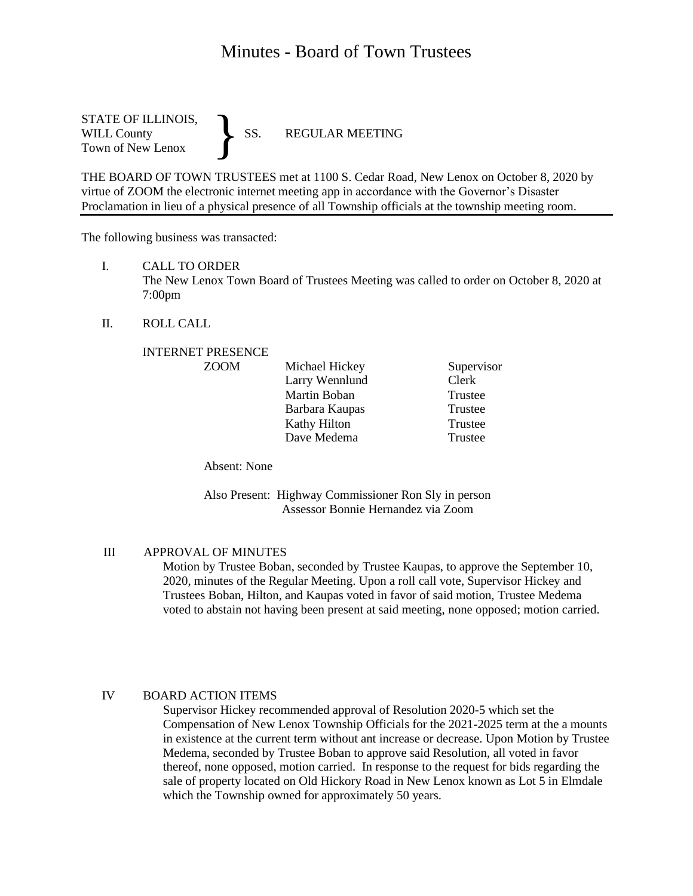# Minutes - Board of Town Trustees

STATE OF ILLINOIS,
WILL County } SS. REGULAR MEETING
Town of New Lenox

THE BOARD OF TOWN TRUSTEES met at 1100 S. Cedar Road, New Lenox on October 8, 2020 by virtue of ZOOM the electronic internet meeting app in accordance with the Governor's Disaster Proclamation in lieu of a physical presence of all Township officials at the township meeting room.

---

The following business was transacted:

I. CALL TO ORDER

The New Lenox Town Board of Trustees Meeting was called to order on October 8, 2020 at 7:00pm

II. ROLL CALL

INTERNET PRESENCE

| ZOOM | Michael Hickey | Supervisor |
|---|---|---|
| | Larry Wennlund | Clerk |
| | Martin Boban | Trustee |
| | Barbara Kaupas | Trustee |
| | Kathy Hilton | Trustee |
| | Dave Medema | Trustee |

Absent: None

Also Present: Highway Commissioner Ron Sly in person
Assessor Bonnie Hernandez via Zoom

III APPROVAL OF MINUTES

Motion by Trustee Boban, seconded by Trustee Kaupas, to approve the September 10, 2020, minutes of the Regular Meeting. Upon a roll call vote, Supervisor Hickey and Trustees Boban, Hilton, and Kaupas voted in favor of said motion, Trustee Medema voted to abstain not having been present at said meeting, none opposed; motion carried.

IV BOARD ACTION ITEMS

Supervisor Hickey recommended approval of Resolution 2020-5 which set the Compensation of New Lenox Township Officials for the 2021-2025 term at the a mounts in existence at the current term without ant increase or decrease. Upon Motion by Trustee Medema, seconded by Trustee Boban to approve said Resolution, all voted in favor thereof, none opposed, motion carried. In response to the request for bids regarding the sale of property located on Old Hickory Road in New Lenox known as Lot 5 in Elmdale which the Township owned for approximately 50 years.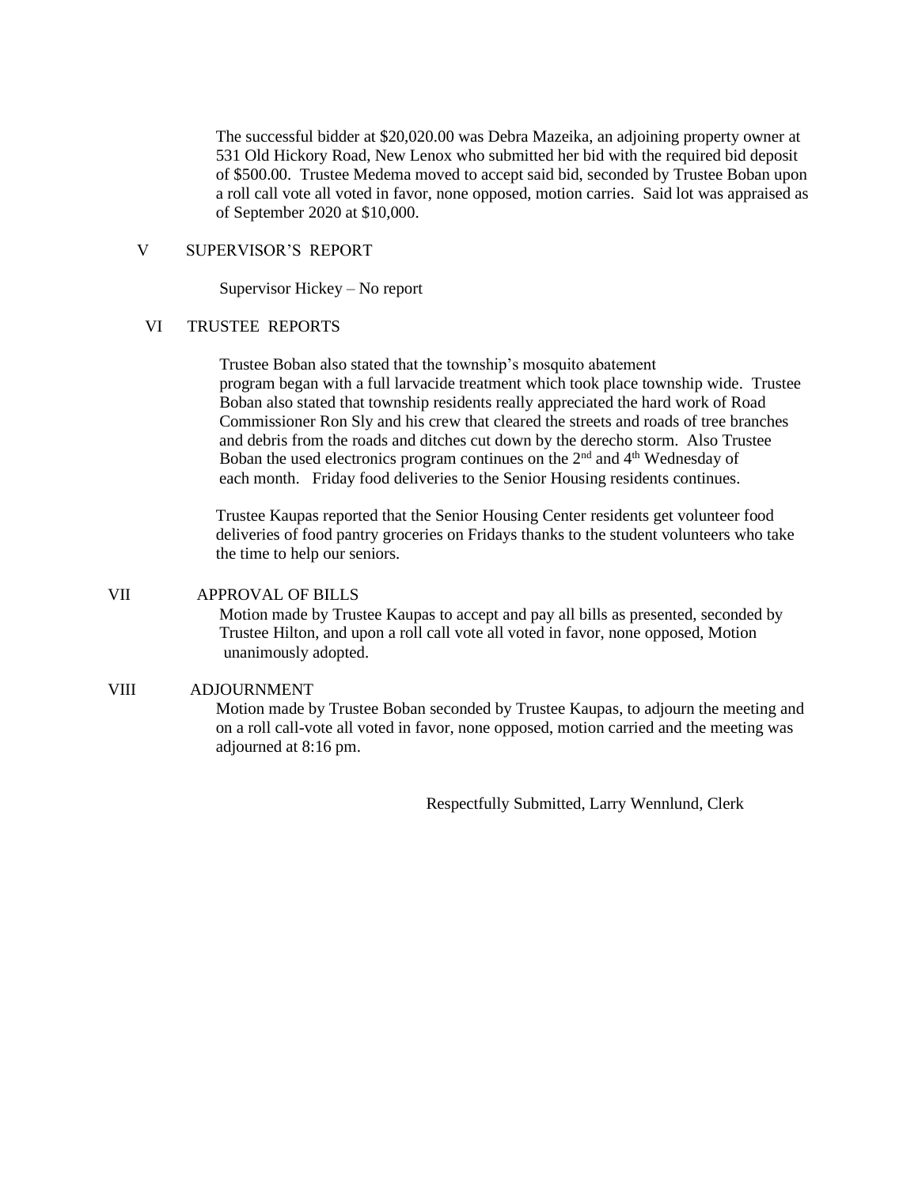The successful bidder at $20,020.00 was Debra Mazeika, an adjoining property owner at 531 Old Hickory Road, New Lenox who submitted her bid with the required bid deposit of $500.00. Trustee Medema moved to accept said bid, seconded by Trustee Boban upon a roll call vote all voted in favor, none opposed, motion carries. Said lot was appraised as of September 2020 at $10,000.

## V SUPERVISOR'S REPORT

Supervisor Hickey – No report

## VI TRUSTEE REPORTS

Trustee Boban also stated that the township's mosquito abatement program began with a full larvacide treatment which took place township wide. Trustee Boban also stated that township residents really appreciated the hard work of Road Commissioner Ron Sly and his crew that cleared the streets and roads of tree branches and debris from the roads and ditches cut down by the derecho storm. Also Trustee Boban the used electronics program continues on the 2nd and 4th Wednesday of each month. Friday food deliveries to the Senior Housing residents continues.

Trustee Kaupas reported that the Senior Housing Center residents get volunteer food deliveries of food pantry groceries on Fridays thanks to the student volunteers who take the time to help our seniors.

## VII APPROVAL OF BILLS

Motion made by Trustee Kaupas to accept and pay all bills as presented, seconded by Trustee Hilton, and upon a roll call vote all voted in favor, none opposed, Motion unanimously adopted.

## VIII ADJOURNMENT

Motion made by Trustee Boban seconded by Trustee Kaupas, to adjourn the meeting and on a roll call-vote all voted in favor, none opposed, motion carried and the meeting was adjourned at 8:16 pm.

Respectfully Submitted, Larry Wennlund, Clerk